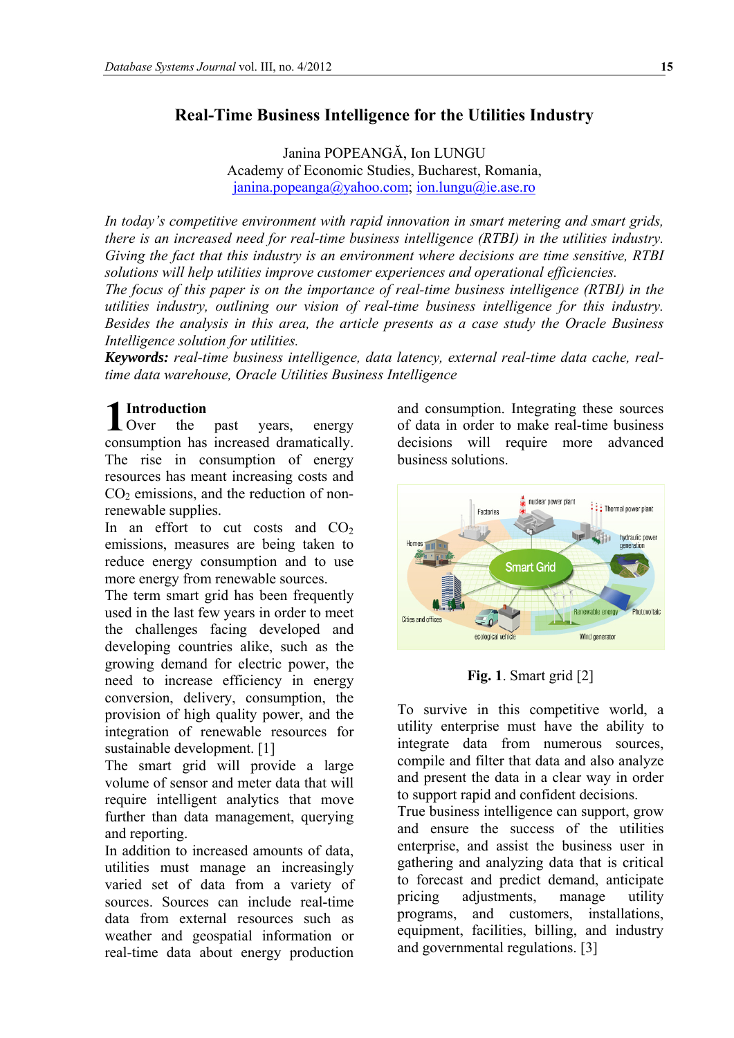# Real-Time Business Intelligence for the Utilities Industry

Janina POPEANGĂ, Ion LUNGU
Academy of Economic Studies, Bucharest, Romania,
janina.popeanga@yahoo.com; ion.lungu@ie.ase.ro

*In today's competitive environment with rapid innovation in smart metering and smart grids, there is an increased need for real-time business intelligence (RTBI) in the utilities industry. Giving the fact that this industry is an environment where decisions are time sensitive, RTBI solutions will help utilities improve customer experiences and operational efficiencies.*
*The focus of this paper is on the importance of real-time business intelligence (RTBI) in the utilities industry, outlining our vision of real-time business intelligence for this industry. Besides the analysis in this area, the article presents as a case study the Oracle Business Intelligence solution for utilities.*
***Keywords:*** *real-time business intelligence, data latency, external real-time data cache, real-time data warehouse, Oracle Utilities Business Intelligence*

## 1 Introduction

Over the past years, energy consumption has increased dramatically. The rise in consumption of energy resources has meant increasing costs and $CO_2$ emissions, and the reduction of non-renewable supplies.
In an effort to cut costs and $CO_2$ emissions, measures are being taken to reduce energy consumption and to use more energy from renewable sources.
The term smart grid has been frequently used in the last few years in order to meet the challenges facing developed and developing countries alike, such as the growing demand for electric power, the need to increase efficiency in energy conversion, delivery, consumption, the provision of high quality power, and the integration of renewable resources for sustainable development. [1]
The smart grid will provide a large volume of sensor and meter data that will require intelligent analytics that move further than data management, querying and reporting.
In addition to increased amounts of data, utilities must manage an increasingly varied set of data from a variety of sources. Sources can include real-time data from external resources such as weather and geospatial information or real-time data about energy production and consumption. Integrating these sources of data in order to make real-time business decisions will require more advanced business solutions.

**Fig. 1**. Smart grid [2]

To survive in this competitive world, a utility enterprise must have the ability to integrate data from numerous sources, compile and filter that data and also analyze and present the data in a clear way in order to support rapid and confident decisions.
True business intelligence can support, grow and ensure the success of the utilities enterprise, and assist the business user in gathering and analyzing data that is critical to forecast and predict demand, anticipate pricing adjustments, manage utility programs, and customers, installations, equipment, facilities, billing, and industry and governmental regulations. [3]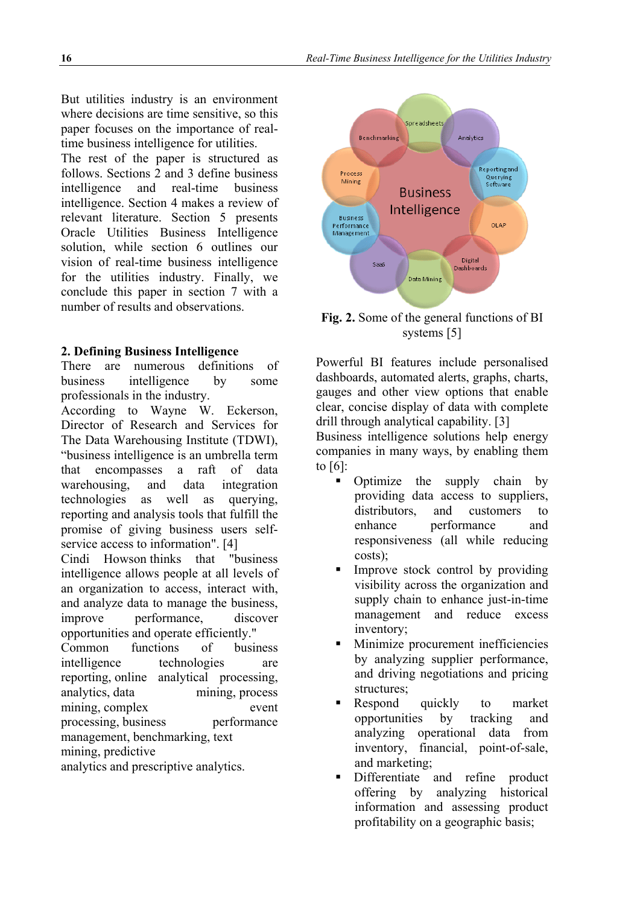But utilities industry is an environment where decisions are time sensitive, so this paper focuses on the importance of real-time business intelligence for utilities.

The rest of the paper is structured as follows. Sections 2 and 3 define business intelligence and real-time business intelligence. Section 4 makes a review of relevant literature. Section 5 presents Oracle Utilities Business Intelligence solution, while section 6 outlines our vision of real-time business intelligence for the utilities industry. Finally, we conclude this paper in section 7 with a number of results and observations.

## 2. Defining Business Intelligence

There are numerous definitions of business intelligence by some professionals in the industry.

According to Wayne W. Eckerson, Director of Research and Services for The Data Warehousing Institute (TDWI), "business intelligence is an umbrella term that encompasses a raft of data warehousing, and data integration technologies as well as querying, reporting and analysis tools that fulfill the promise of giving business users self-service access to information". [4]

Cindi Howson thinks that "business intelligence allows people at all levels of an organization to access, interact with, and analyze data to manage the business, improve performance, discover opportunities and operate efficiently."

Common functions of business intelligence technologies are reporting, online analytical processing, analytics, data mining, process mining, complex event processing, business performance management, benchmarking, text mining, predictive analytics and prescriptive analytics.

**Fig. 2.** Some of the general functions of BI systems [5]

Powerful BI features include personalised dashboards, automated alerts, graphs, charts, gauges and other view options that enable clear, concise display of data with complete drill through analytical capability. [3]

Business intelligence solutions help energy companies in many ways, by enabling them to [6]:

- Optimize the supply chain by providing data access to suppliers, distributors, and customers to enhance performance and responsiveness (all while reducing costs);
- Improve stock control by providing visibility across the organization and supply chain to enhance just-in-time management and reduce excess inventory;
- Minimize procurement inefficiencies by analyzing supplier performance, and driving negotiations and pricing structures;
- Respond quickly to market opportunities by tracking and analyzing operational data from inventory, financial, point-of-sale, and marketing;
- Differentiate and refine product offering by analyzing historical information and assessing product profitability on a geographic basis;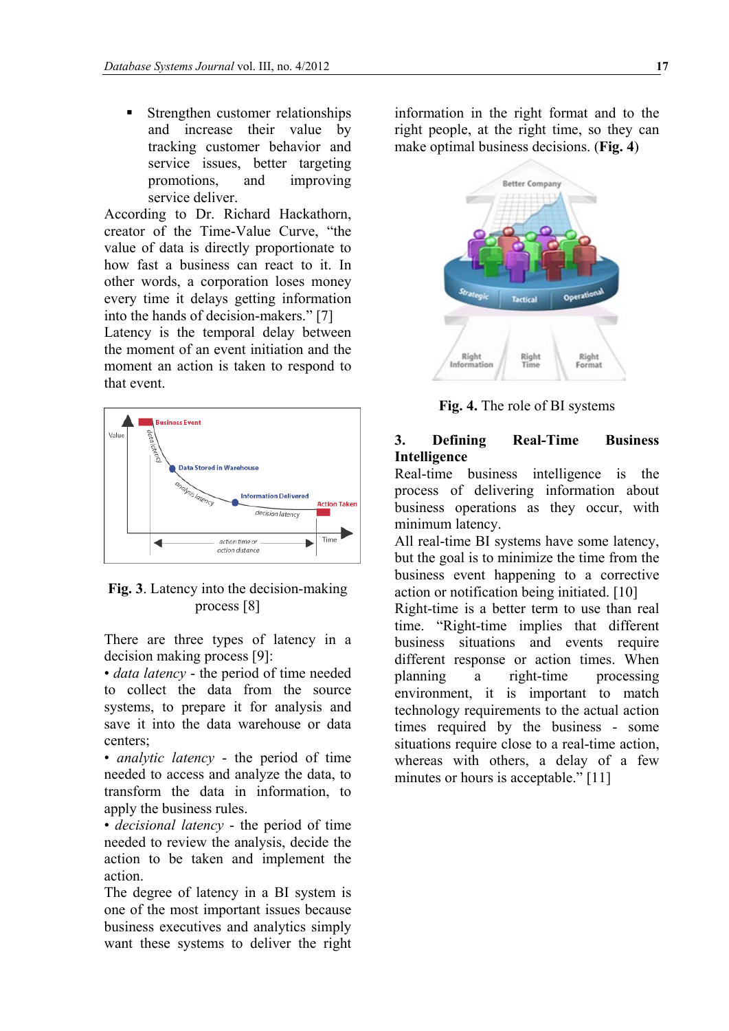- Strengthen customer relationships and increase their value by tracking customer behavior and service issues, better targeting promotions, and improving service deliver.

According to Dr. Richard Hackathorn, creator of the Time-Value Curve, "the value of data is directly proportionate to how fast a business can react to it. In other words, a corporation loses money every time it delays getting information into the hands of decision-makers." [7]

Latency is the temporal delay between the moment of an event initiation and the moment an action is taken to respond to that event.

**Fig. 3**. Latency into the decision-making process [8]

There are three types of latency in a decision making process [9]:

• *data latency* - the period of time needed to collect the data from the source systems, to prepare it for analysis and save it into the data warehouse or data centers;

• *analytic latency* - the period of time needed to access and analyze the data, to transform the data in information, to apply the business rules.

• *decisional latency* - the period of time needed to review the analysis, decide the action to be taken and implement the action.

The degree of latency in a BI system is one of the most important issues because business executives and analytics simply want these systems to deliver the right information in the right format and to the right people, at the right time, so they can make optimal business decisions. (**Fig. 4**)

**Fig. 4.** The role of BI systems

## 3. Defining Real-Time Business Intelligence

Real-time business intelligence is the process of delivering information about business operations as they occur, with minimum latency.

All real-time BI systems have some latency, but the goal is to minimize the time from the business event happening to a corrective action or notification being initiated. [10]

Right-time is a better term to use than real time. "Right-time implies that different business situations and events require different response or action times. When planning a right-time processing environment, it is important to match technology requirements to the actual action times required by the business - some situations require close to a real-time action, whereas with others, a delay of a few minutes or hours is acceptable." [11]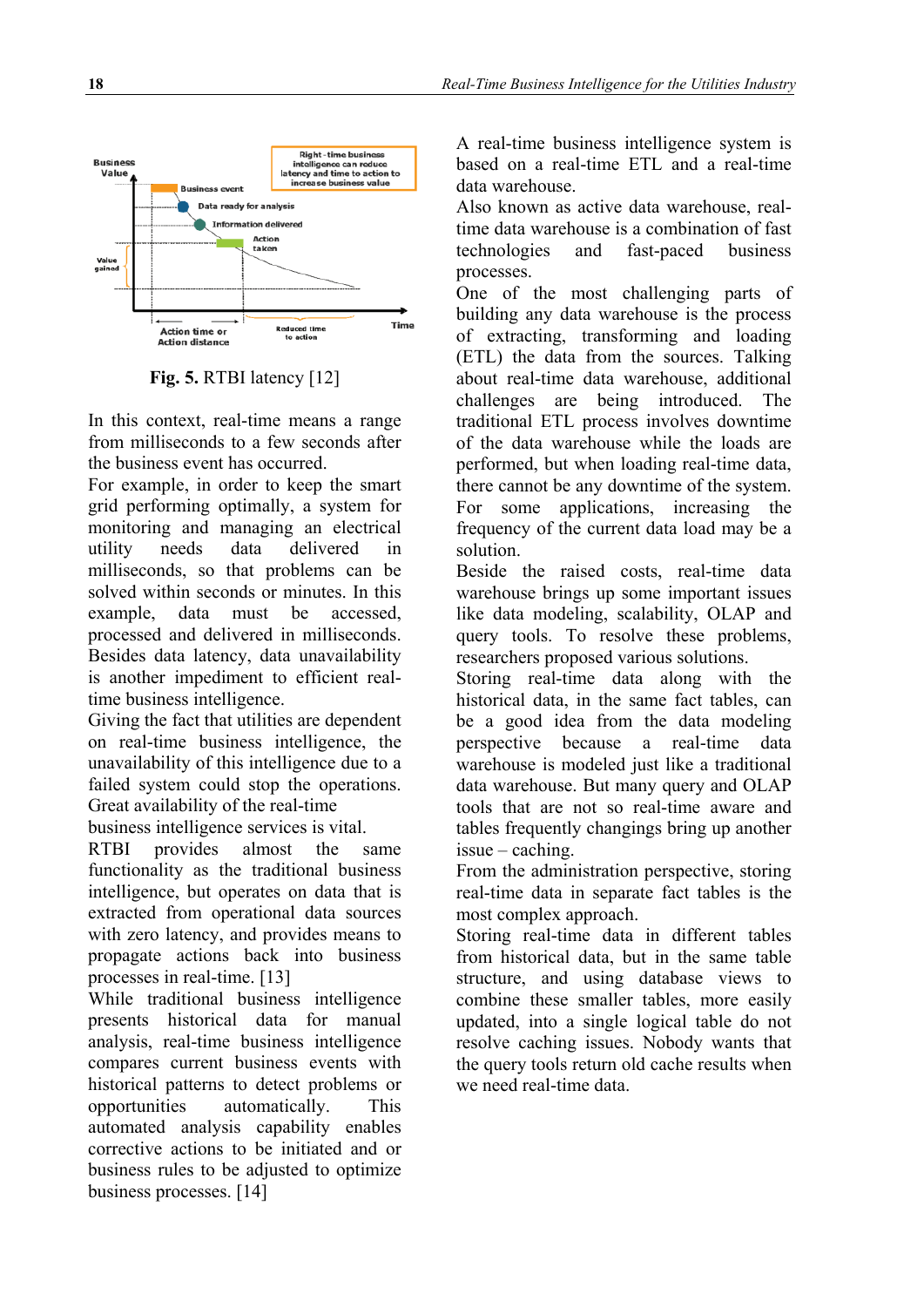**Fig. 5.** RTBI latency [12]

In this context, real-time means a range from milliseconds to a few seconds after the business event has occurred.

For example, in order to keep the smart grid performing optimally, a system for monitoring and managing an electrical utility needs data delivered in milliseconds, so that problems can be solved within seconds or minutes. In this example, data must be accessed, processed and delivered in milliseconds. Besides data latency, data unavailability is another impediment to efficient real-time business intelligence.

Giving the fact that utilities are dependent on real-time business intelligence, the unavailability of this intelligence due to a failed system could stop the operations. Great availability of the real-time business intelligence services is vital.

RTBI provides almost the same functionality as the traditional business intelligence, but operates on data that is extracted from operational data sources with zero latency, and provides means to propagate actions back into business processes in real-time. [13]

While traditional business intelligence presents historical data for manual analysis, real-time business intelligence compares current business events with historical patterns to detect problems or opportunities automatically. This automated analysis capability enables corrective actions to be initiated and or business rules to be adjusted to optimize business processes. [14]

A real-time business intelligence system is based on a real-time ETL and a real-time data warehouse.

Also known as active data warehouse, real-time data warehouse is a combination of fast technologies and fast-paced business processes.

One of the most challenging parts of building any data warehouse is the process of extracting, transforming and loading (ETL) the data from the sources. Talking about real-time data warehouse, additional challenges are being introduced. The traditional ETL process involves downtime of the data warehouse while the loads are performed, but when loading real-time data, there cannot be any downtime of the system. For some applications, increasing the frequency of the current data load may be a solution.

Beside the raised costs, real-time data warehouse brings up some important issues like data modeling, scalability, OLAP and query tools. To resolve these problems, researchers proposed various solutions.

Storing real-time data along with the historical data, in the same fact tables, can be a good idea from the data modeling perspective because a real-time data warehouse is modeled just like a traditional data warehouse. But many query and OLAP tools that are not so real-time aware and tables frequently changings bring up another issue – caching.

From the administration perspective, storing real-time data in separate fact tables is the most complex approach.

Storing real-time data in different tables from historical data, but in the same table structure, and using database views to combine these smaller tables, more easily updated, into a single logical table do not resolve caching issues. Nobody wants that the query tools return old cache results when we need real-time data.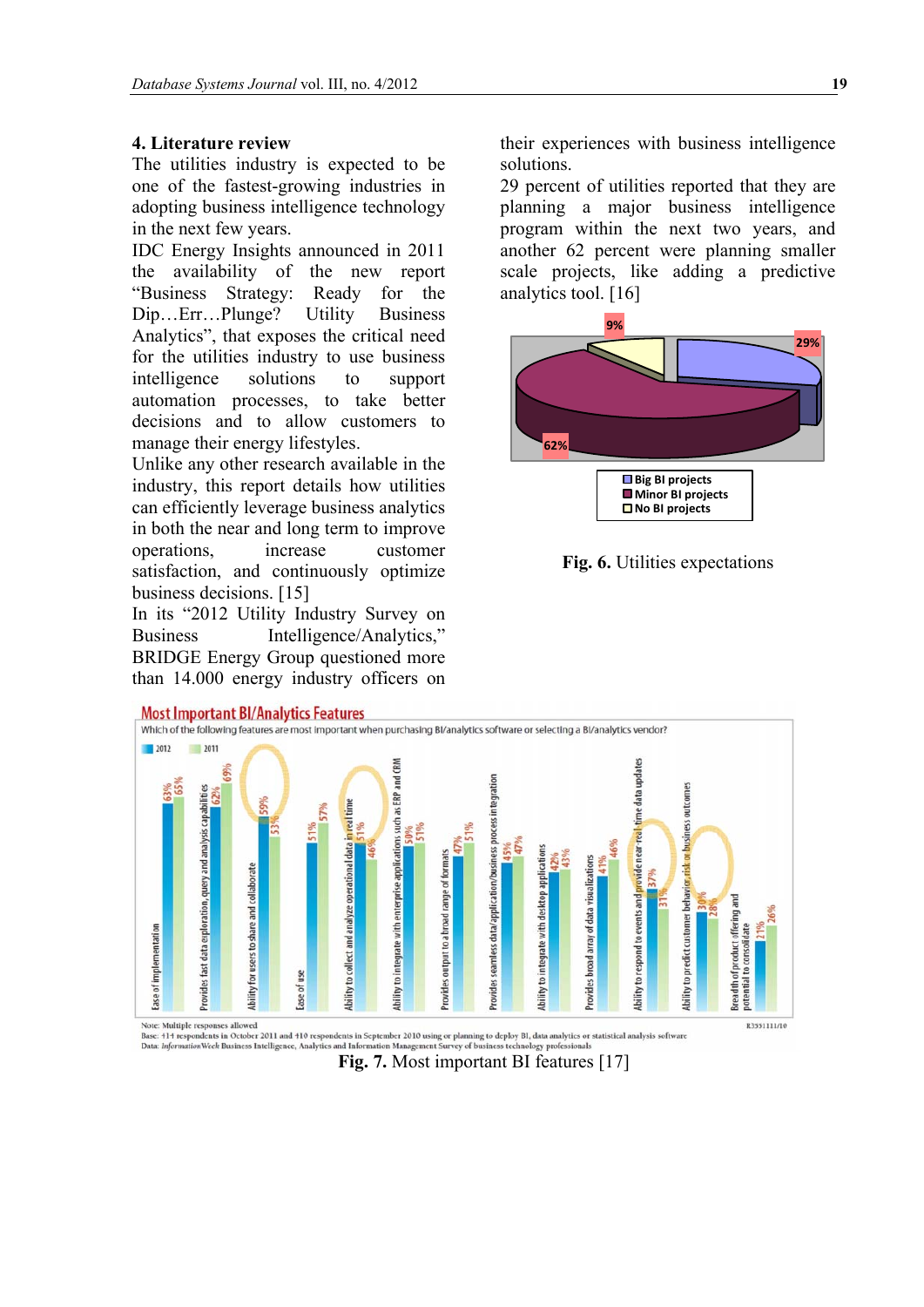## 4. Literature review

The utilities industry is expected to be one of the fastest-growing industries in adopting business intelligence technology in the next few years.

IDC Energy Insights announced in 2011 the availability of the new report "Business Strategy: Ready for the Dip…Err…Plunge? Utility Business Analytics", that exposes the critical need for the utilities industry to use business intelligence solutions to support automation processes, to take better decisions and to allow customers to manage their energy lifestyles.

Unlike any other research available in the industry, this report details how utilities can efficiently leverage business analytics in both the near and long term to improve operations, increase customer satisfaction, and continuously optimize business decisions. [15]

In its "2012 Utility Industry Survey on Business Intelligence/Analytics," BRIDGE Energy Group questioned more than 14.000 energy industry officers on their experiences with business intelligence solutions.

29 percent of utilities reported that they are planning a major business intelligence program within the next two years, and another 62 percent were planning smaller scale projects, like adding a predictive analytics tool. [16]

**Fig. 6.** Utilities expectations

**Fig. 7.** Most important BI features [17]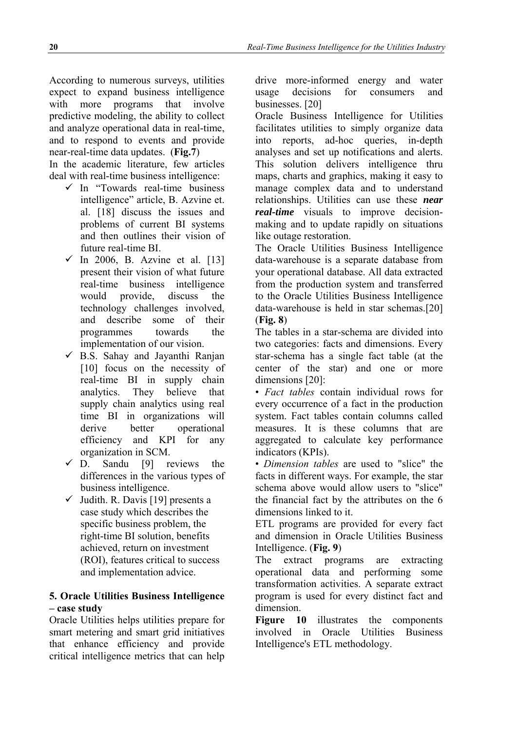According to numerous surveys, utilities expect to expand business intelligence with more programs that involve predictive modeling, the ability to collect and analyze operational data in real-time, and to respond to events and provide near-real-time data updates. (**Fig.7**)

In the academic literature, few articles deal with real-time business intelligence:

- ✓ In "Towards real-time business intelligence" article, B. Azvine et. al. [18] discuss the issues and problems of current BI systems and then outlines their vision of future real-time BI.
- ✓ In 2006, B. Azvine et al. [13] present their vision of what future real-time business intelligence would provide, discuss the technology challenges involved, and describe some of their programmes towards the implementation of our vision.
- ✓ B.S. Sahay and Jayanthi Ranjan [10] focus on the necessity of real-time BI in supply chain analytics. They believe that supply chain analytics using real time BI in organizations will derive better operational efficiency and KPI for any organization in SCM.
- ✓ D. Sandu [9] reviews the differences in the various types of business intelligence.
- ✓ Judith. R. Davis [19] presents a case study which describes the specific business problem, the right-time BI solution, benefits achieved, return on investment (ROI), features critical to success and implementation advice.

## 5. Oracle Utilities Business Intelligence – case study

Oracle Utilities helps utilities prepare for smart metering and smart grid initiatives that enhance efficiency and provide critical intelligence metrics that can help drive more-informed energy and water usage decisions for consumers and businesses. [20]

Oracle Business Intelligence for Utilities facilitates utilities to simply organize data into reports, ad-hoc queries, in-depth analyses and set up notifications and alerts. This solution delivers intelligence thru maps, charts and graphics, making it easy to manage complex data and to understand relationships. Utilities can use these ***near real-time*** visuals to improve decision-making and to update rapidly on situations like outage restoration.

The Oracle Utilities Business Intelligence data-warehouse is a separate database from your operational database. All data extracted from the production system and transferred to the Oracle Utilities Business Intelligence data-warehouse is held in star schemas.[20] (**Fig. 8**)

The tables in a star-schema are divided into two categories: facts and dimensions. Every star-schema has a single fact table (at the center of the star) and one or more dimensions [20]:

- *Fact tables* contain individual rows for every occurrence of a fact in the production system. Fact tables contain columns called measures. It is these columns that are aggregated to calculate key performance indicators (KPIs).
- *Dimension tables* are used to "slice" the facts in different ways. For example, the star schema above would allow users to "slice" the financial fact by the attributes on the 6 dimensions linked to it.

ETL programs are provided for every fact and dimension in Oracle Utilities Business Intelligence. (**Fig. 9**)

The extract programs are extracting operational data and performing some transformation activities. A separate extract program is used for every distinct fact and dimension.

**Figure 10** illustrates the components involved in Oracle Utilities Business Intelligence's ETL methodology.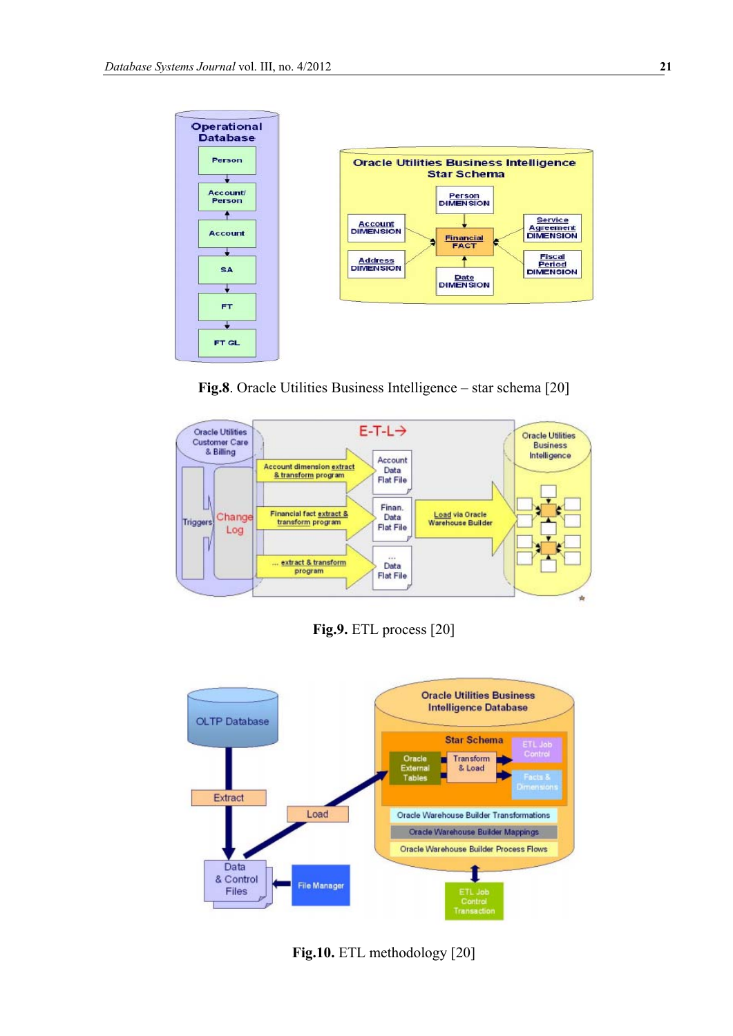Fig.8. Oracle Utilities Business Intelligence – star schema [20]

Fig.9. ETL process [20]

Fig.10. ETL methodology [20]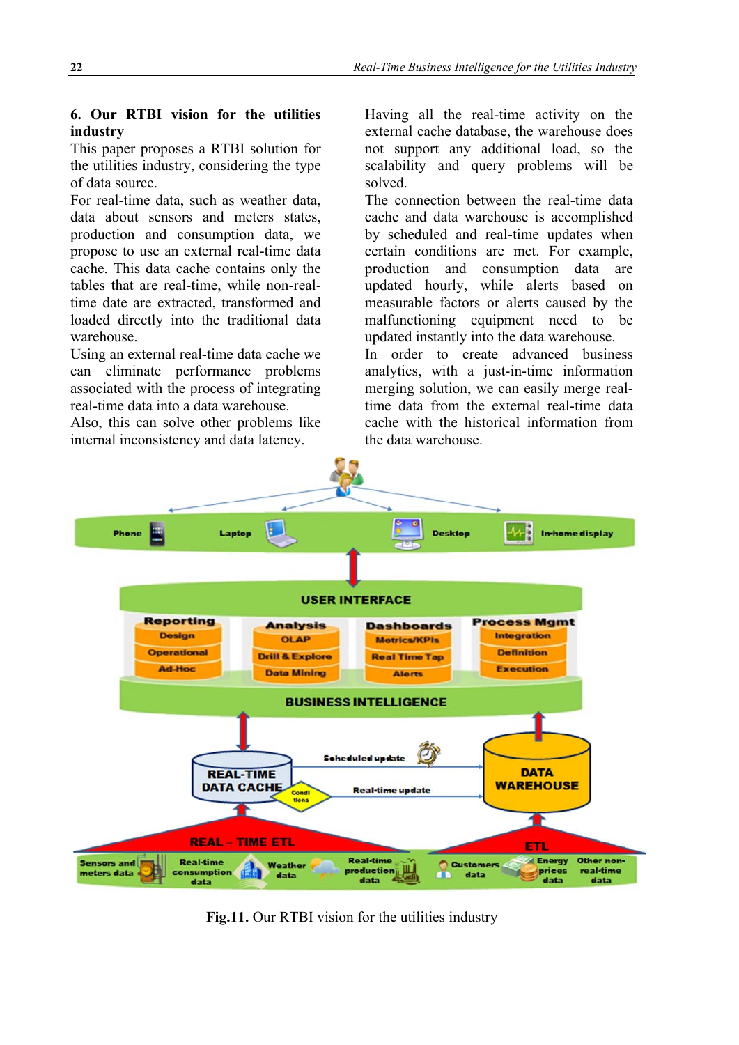## 6. Our RTBI vision for the utilities industry

This paper proposes a RTBI solution for the utilities industry, considering the type of data source.

For real-time data, such as weather data, data about sensors and meters states, production and consumption data, we propose to use an external real-time data cache. This data cache contains only the tables that are real-time, while non-real-time date are extracted, transformed and loaded directly into the traditional data warehouse.

Using an external real-time data cache we can eliminate performance problems associated with the process of integrating real-time data into a data warehouse.

Also, this can solve other problems like internal inconsistency and data latency.

Having all the real-time activity on the external cache database, the warehouse does not support any additional load, so the scalability and query problems will be solved.

The connection between the real-time data cache and data warehouse is accomplished by scheduled and real-time updates when certain conditions are met. For example, production and consumption data are updated hourly, while alerts based on measurable factors or alerts caused by the malfunctioning equipment need to be updated instantly into the data warehouse.

In order to create advanced business analytics, with a just-in-time information merging solution, we can easily merge real-time data from the external real-time data cache with the historical information from the data warehouse.

**Fig.11.** Our RTBI vision for the utilities industry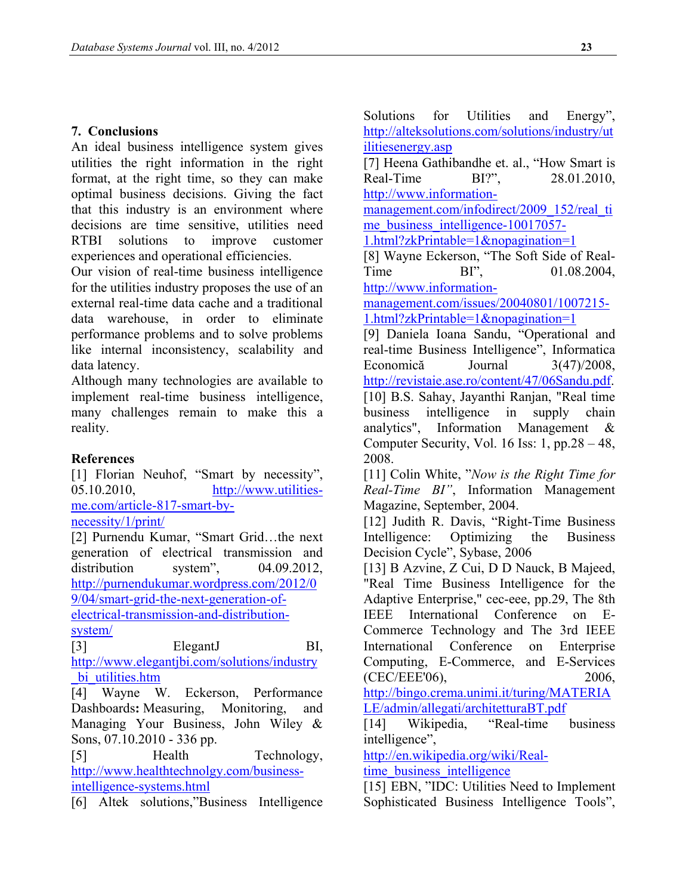## 7. Conclusions

An ideal business intelligence system gives utilities the right information in the right format, at the right time, so they can make optimal business decisions. Giving the fact that this industry is an environment where decisions are time sensitive, utilities need RTBI solutions to improve customer experiences and operational efficiencies.

Our vision of real-time business intelligence for the utilities industry proposes the use of an external real-time data cache and a traditional data warehouse, in order to eliminate performance problems and to solve problems like internal inconsistency, scalability and data latency.

Although many technologies are available to implement real-time business intelligence, many challenges remain to make this a reality.

## References

[1] Florian Neuhof, "Smart by necessity", 05.10.2010, http://www.utilities-me.com/article-817-smart-by-necessity/1/print/

[2] Purnendu Kumar, "Smart Grid…the next generation of electrical transmission and distribution system", 04.09.2012, http://purnendukumar.wordpress.com/2012/09/04/smart-grid-the-next-generation-of-electrical-transmission-and-distribution-system/

[3] ElegantJ BI, http://www.elegantjbi.com/solutions/industry_bi_utilities.htm

[4] Wayne W. Eckerson, Performance Dashboards**:** Measuring, Monitoring, and Managing Your Business, John Wiley & Sons, 07.10.2010 - 336 pp.

[5] Health Technology, http://www.healthtechnolgy.com/business-intelligence-systems.html

[6] Altek solutions,"Business Intelligence Solutions for Utilities and Energy", http://alteksolutions.com/solutions/industry/utilitiesenergy.asp

[7] Heena Gathibandhe et. al., "How Smart is Real-Time BI?", 28.01.2010, http://www.information-management.com/infodirect/2009_152/real_time_business_intelligence-10017057-1.html?zkPrintable=1&nopagination=1

[8] Wayne Eckerson, "The Soft Side of Real-Time BI", 01.08.2004, http://www.information-management.com/issues/20040801/1007215-1.html?zkPrintable=1&nopagination=1

[9] Daniela Ioana Sandu, "Operational and real-time Business Intelligence", Informatica Economică Journal 3(47)/2008, http://revistaie.ase.ro/content/47/06Sandu.pdf.

[10] B.S. Sahay, Jayanthi Ranjan, "Real time business intelligence in supply chain analytics", Information Management & Computer Security, Vol. 16 Iss: 1, pp.28 – 48, 2008.

[11] Colin White, "*Now is the Right Time for Real-Time BI"*, Information Management Magazine, September, 2004.

[12] Judith R. Davis, "Right-Time Business Intelligence: Optimizing the Business Decision Cycle", Sybase, 2006

[13] B Azvine, Z Cui, D D Nauck, B Majeed, "Real Time Business Intelligence for the Adaptive Enterprise," cec-eee, pp.29, The 8th IEEE International Conference on E-Commerce Technology and The 3rd IEEE International Conference on Enterprise Computing, E-Commerce, and E-Services (CEC/EEE'06), 2006, http://bingo.crema.unimi.it/turing/MATERIALE/admin/allegati/architetturaBT.pdf

[14] Wikipedia, "Real-time business intelligence", http://en.wikipedia.org/wiki/Real-time_business_intelligence

[15] EBN, "IDC: Utilities Need to Implement Sophisticated Business Intelligence Tools",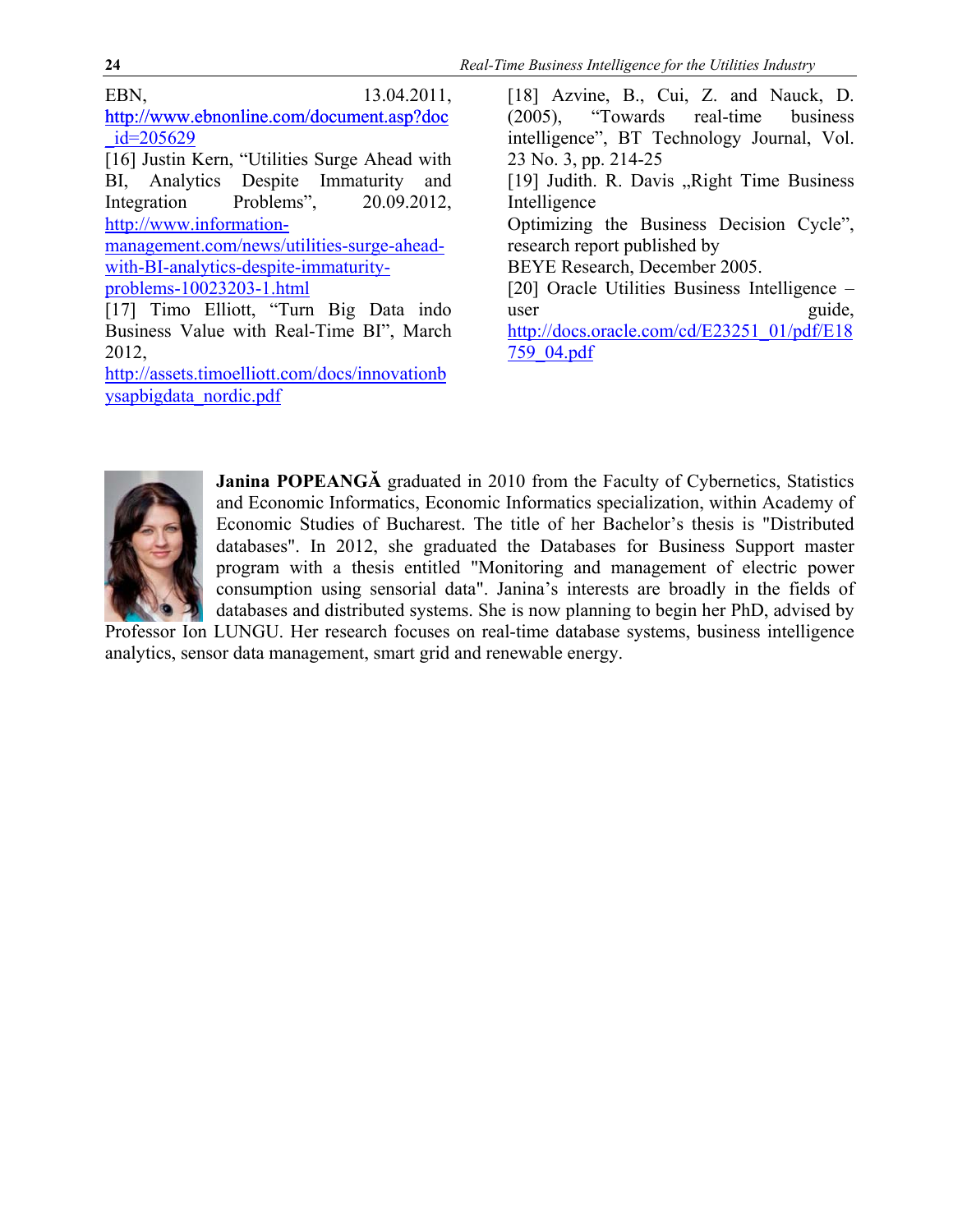EBN, 13.04.2011, http://www.ebnonline.com/document.asp?doc_id=205629

[16] Justin Kern, "Utilities Surge Ahead with BI, Analytics Despite Immaturity and Integration Problems", 20.09.2012, http://www.information-management.com/news/utilities-surge-ahead-with-BI-analytics-despite-immaturity-problems-10023203-1.html

[17] Timo Elliott, "Turn Big Data indo Business Value with Real-Time BI", March 2012, http://assets.timoelliott.com/docs/innovationbysapbigdata_nordic.pdf

[18] Azvine, B., Cui, Z. and Nauck, D. (2005), "Towards real-time business intelligence", BT Technology Journal, Vol. 23 No. 3, pp. 214-25

[19] Judith. R. Davis „Right Time Business Intelligence
Optimizing the Business Decision Cycle", research report published by
BEYE Research, December 2005.

[20] Oracle Utilities Business Intelligence – user guide, http://docs.oracle.com/cd/E23251_01/pdf/E18759_04.pdf

**Janina POPEANGĂ** graduated in 2010 from the Faculty of Cybernetics, Statistics and Economic Informatics, Economic Informatics specialization, within Academy of Economic Studies of Bucharest. The title of her Bachelor's thesis is "Distributed databases". In 2012, she graduated the Databases for Business Support master program with a thesis entitled "Monitoring and management of electric power consumption using sensorial data". Janina's interests are broadly in the fields of databases and distributed systems. She is now planning to begin her PhD, advised by Professor Ion LUNGU. Her research focuses on real-time database systems, business intelligence analytics, sensor data management, smart grid and renewable energy.